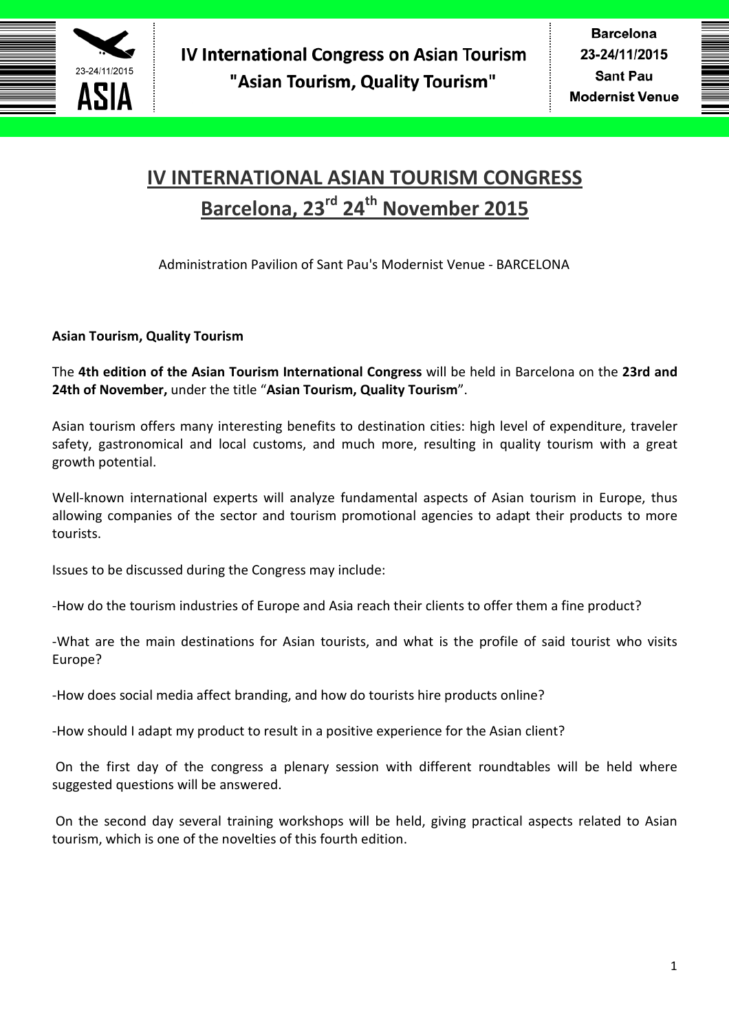# IV INTERNATIONAL ASIAN TOURISM CONGRESS

## Barcelona, 23rd 24th November 2015

Administration Pavilion of Sant Pau's Modernist Venue - BARCELONA

**Asian Tourism, Quality Tourism**

The **4th edition of the Asian Tourism International Congress** will be held in Barcelona on the **23rd and 24th of November,** under the title "**Asian Tourism, Quality Tourism**".

Asian tourism offers many interesting benefits to destination cities: high level of expenditure, traveler safety, gastronomical and local customs, and much more, resulting in quality tourism with a great growth potential.

Well-known international experts will analyze fundamental aspects of Asian tourism in Europe, thus allowing companies of the sector and tourism promotional agencies to adapt their products to more tourists.

Issues to be discussed during the Congress may include:

-How do the tourism industries of Europe and Asia reach their clients to offer them a fine product?

-What are the main destinations for Asian tourists, and what is the profile of said tourist who visits Europe?

-How does social media affect branding, and how do tourists hire products online?

-How should I adapt my product to result in a positive experience for the Asian client?

On the first day of the congress a plenary session with different roundtables will be held where suggested questions will be answered.

On the second day several training workshops will be held, giving practical aspects related to Asian tourism, which is one of the novelties of this fourth edition.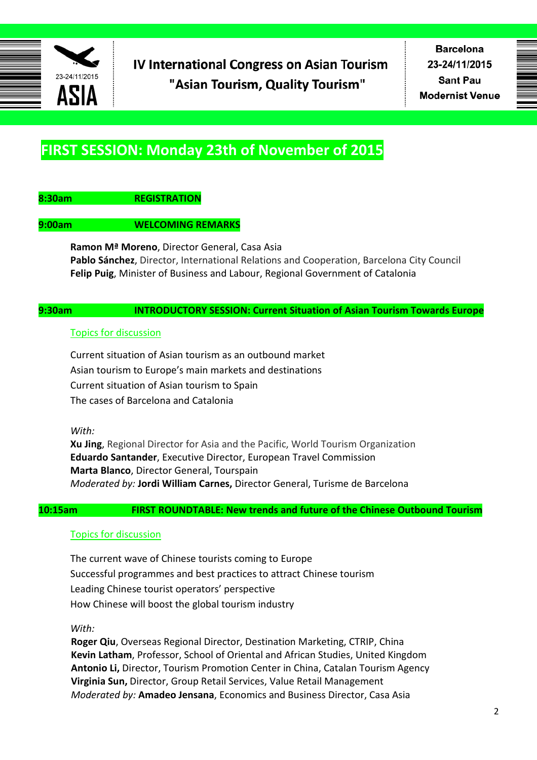IV International Congress on Asian Tourism
"Asian Tourism, Quality Tourism"

Barcelona
23-24/11/2015
Sant Pau
Modernist Venue

## FIRST SESSION: Monday 23th of November of 2015

**8:30am REGISTRATION**

**9:00am WELCOMING REMARKS**

**Ramon Mª Moreno**, Director General, Casa Asia
**Pablo Sánchez**, Director, International Relations and Cooperation, Barcelona City Council
**Felip Puig**, Minister of Business and Labour, Regional Government of Catalonia

**9:30am INTRODUCTORY SESSION: Current Situation of Asian Tourism Towards Europe**

Topics for discussion

Current situation of Asian tourism as an outbound market
Asian tourism to Europe's main markets and destinations
Current situation of Asian tourism to Spain
The cases of Barcelona and Catalonia

*With:*
**Xu Jing**, Regional Director for Asia and the Pacific, World Tourism Organization
**Eduardo Santander**, Executive Director, European Travel Commission
**Marta Blanco**, Director General, Tourspain
*Moderated by:* **Jordi William Carnes,** Director General, Turisme de Barcelona

**10:15am FIRST ROUNDTABLE: New trends and future of the Chinese Outbound Tourism**

Topics for discussion

The current wave of Chinese tourists coming to Europe
Successful programmes and best practices to attract Chinese tourism
Leading Chinese tourist operators' perspective
How Chinese will boost the global tourism industry

*With:*
**Roger Qiu**, Overseas Regional Director, Destination Marketing, CTRIP, China
**Kevin Latham**, Professor, School of Oriental and African Studies, United Kingdom
**Antonio Li,** Director, Tourism Promotion Center in China, Catalan Tourism Agency
**Virginia Sun,** Director, Group Retail Services, Value Retail Management
*Moderated by:* **Amadeo Jensana**, Economics and Business Director, Casa Asia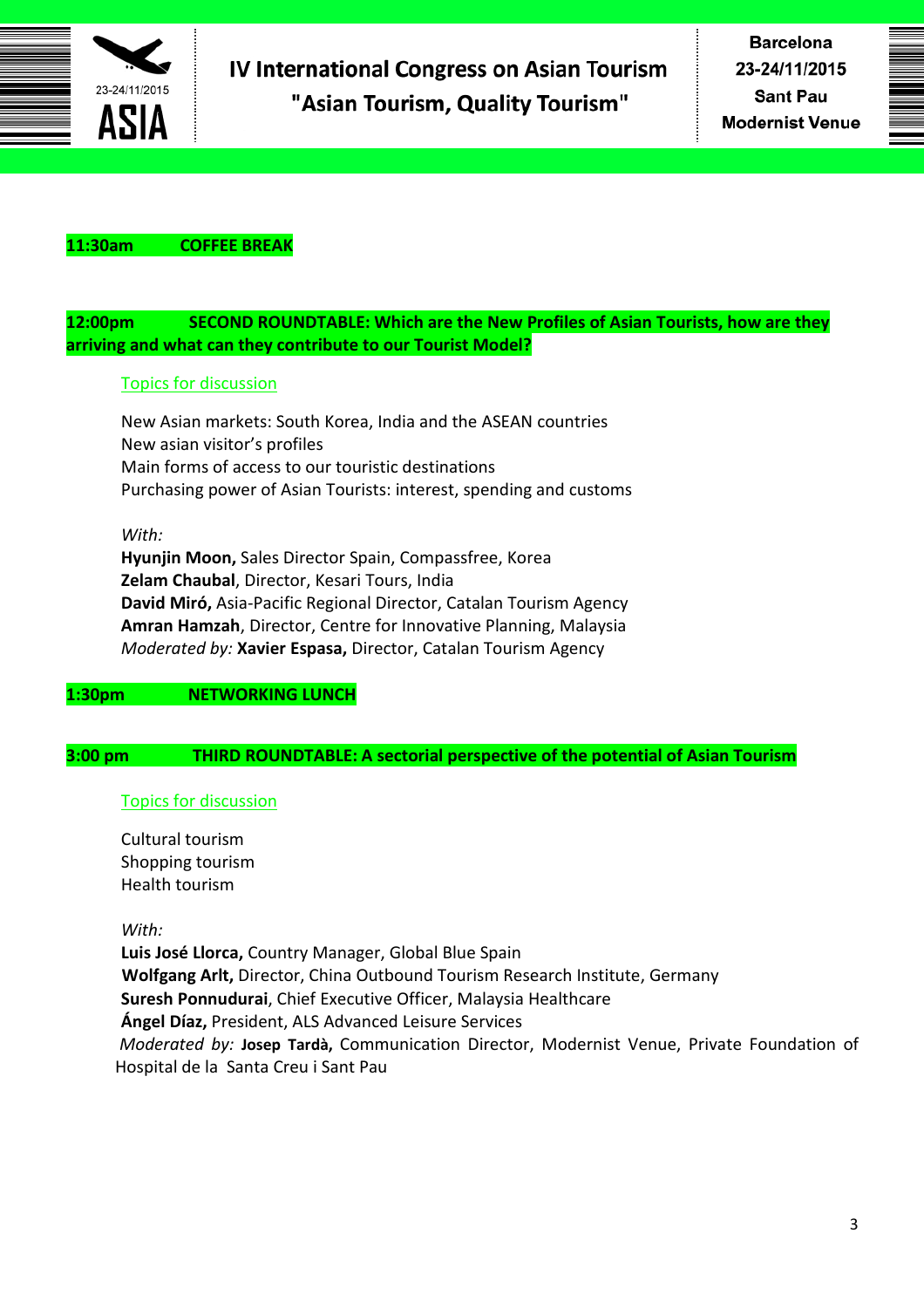**11:30am COFFEE BREAK**

**12:00pm SECOND ROUNDTABLE: Which are the New Profiles of Asian Tourists, how are they arriving and what can they contribute to our Tourist Model?**

Topics for discussion

New Asian markets: South Korea, India and the ASEAN countries
New asian visitor's profiles
Main forms of access to our touristic destinations
Purchasing power of Asian Tourists: interest, spending and customs

*With:*
**Hyunjin Moon,** Sales Director Spain, Compassfree, Korea
**Zelam Chaubal**, Director, Kesari Tours, India
**David Miró,** Asia-Pacific Regional Director, Catalan Tourism Agency
**Amran Hamzah**, Director, Centre for Innovative Planning, Malaysia
*Moderated by:* **Xavier Espasa,** Director, Catalan Tourism Agency

**1:30pm NETWORKING LUNCH**

**3:00 pm THIRD ROUNDTABLE: A sectorial perspective of the potential of Asian Tourism**

Topics for discussion

Cultural tourism
Shopping tourism
Health tourism

*With:*
**Luis José Llorca,** Country Manager, Global Blue Spain
**Wolfgang Arlt,** Director, China Outbound Tourism Research Institute, Germany
**Suresh Ponnudurai**, Chief Executive Officer, Malaysia Healthcare
**Ángel Díaz,** President, ALS Advanced Leisure Services
*Moderated by:* **Josep Tardà,** Communication Director, Modernist Venue, Private Foundation of Hospital de la Santa Creu i Sant Pau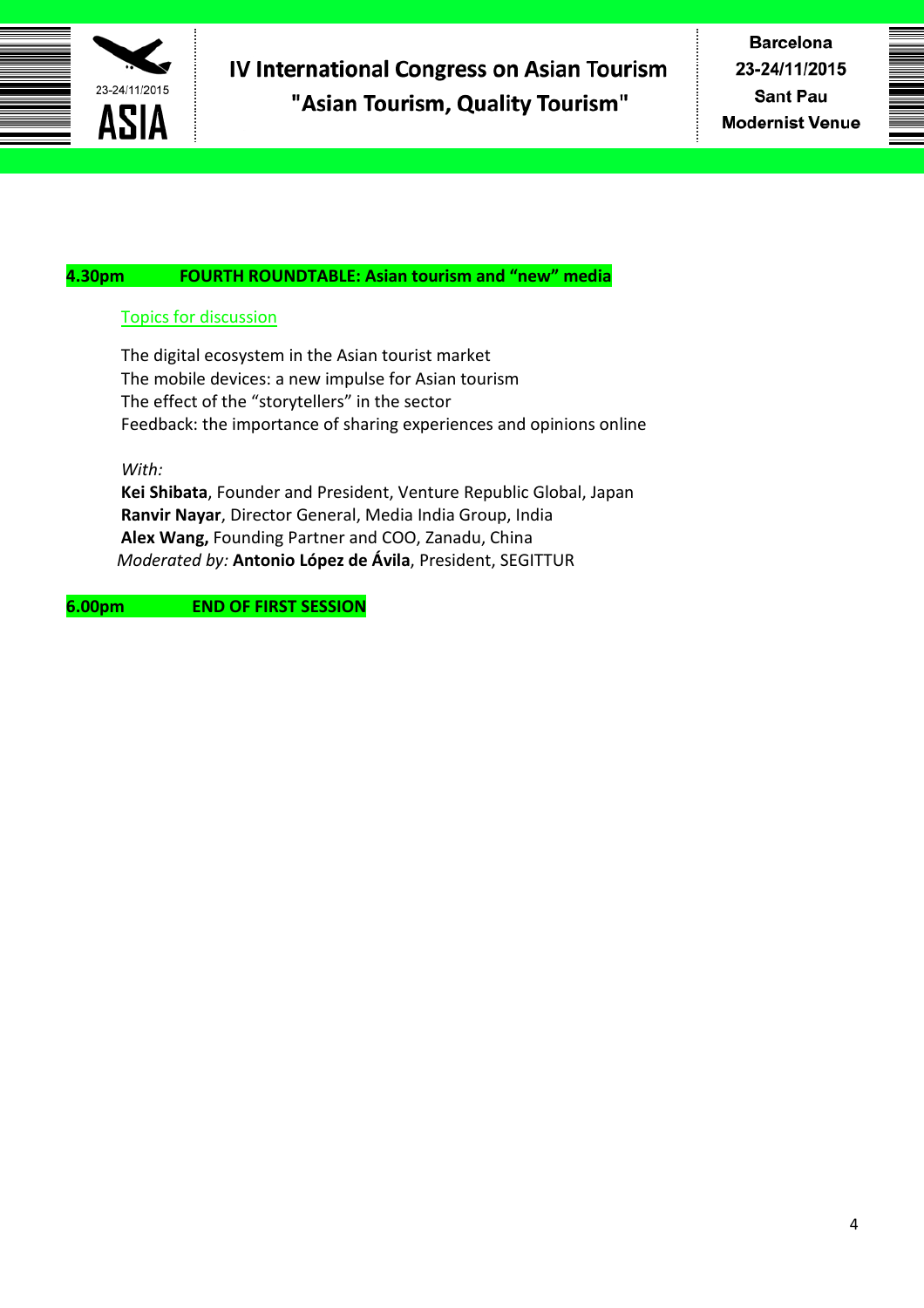**4.30pm FOURTH ROUNDTABLE: Asian tourism and “new” media**

Topics for discussion

The digital ecosystem in the Asian tourist market
The mobile devices: a new impulse for Asian tourism
The effect of the “storytellers” in the sector
Feedback: the importance of sharing experiences and opinions online

*With:*
**Kei Shibata**, Founder and President, Venture Republic Global, Japan
**Ranvir Nayar**, Director General, Media India Group, India
**Alex Wang,** Founding Partner and COO, Zanadu, China
*Moderated by:* **Antonio López de Ávila**, President, SEGITTUR

**6.00pm END OF FIRST SESSION**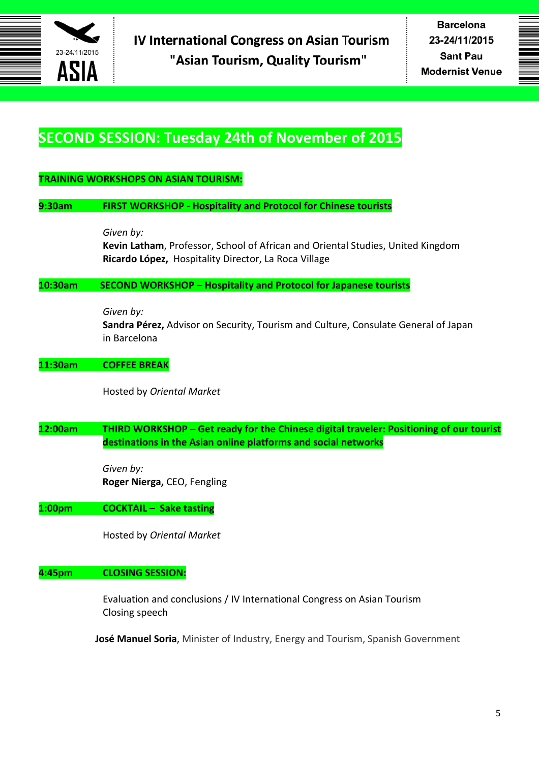# SECOND SESSION: Tuesday 24th of November of 2015

**TRAINING WORKSHOPS ON ASIAN TOURISM:**

**9:30am** **FIRST WORKSHOP - Hospitality and Protocol for Chinese tourists**

*Given by:*
**Kevin Latham**, Professor, School of African and Oriental Studies, United Kingdom
**Ricardo López,** Hospitality Director, La Roca Village

**10:30am** **SECOND WORKSHOP – Hospitality and Protocol for Japanese tourists**

*Given by:*
**Sandra Pérez,** Advisor on Security, Tourism and Culture, Consulate General of Japan in Barcelona

**11:30am** **COFFEE BREAK**

Hosted by *Oriental Market*

**12:00am** **THIRD WORKSHOP – Get ready for the Chinese digital traveler: Positioning of our tourist destinations in the Asian online platforms and social networks**

*Given by:*
**Roger Nierga,** CEO, Fengling

**1:00pm** **COCKTAIL – Sake tasting**

Hosted by *Oriental Market*

**4:45pm** **CLOSING SESSION:**

Evaluation and conclusions / IV International Congress on Asian Tourism
Closing speech

**José Manuel Soria**, Minister of Industry, Energy and Tourism, Spanish Government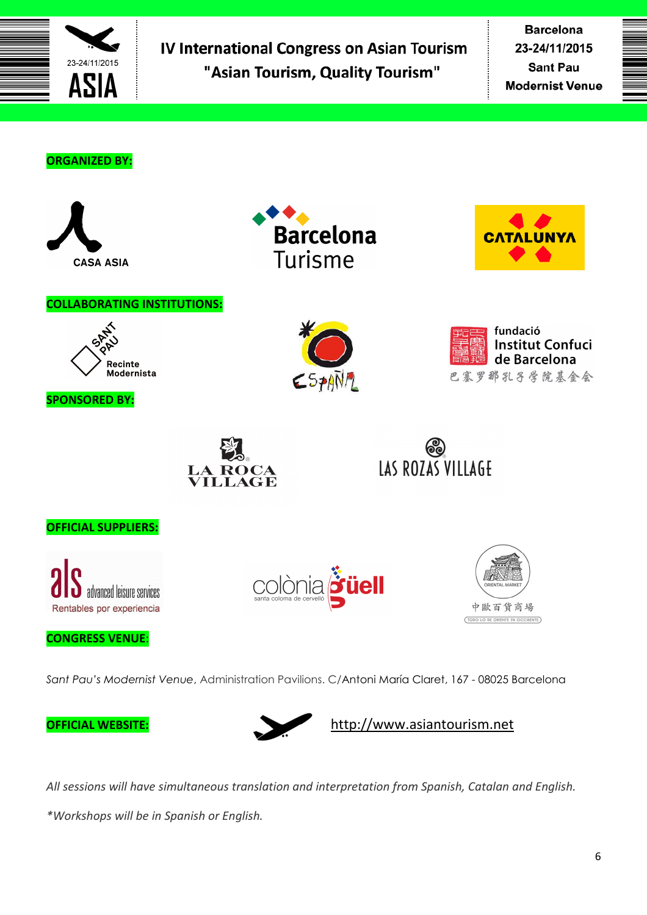**ORGANIZED BY:**

CASA ASIA

Barcelona Turisme

CATALUNYA

**COLLABORATING INSTITUTIONS:**

SANT PAU Recinte Modernista

ESPAÑA

fundació Institut Confuci de Barcelona
巴塞罗那孔子学院基金会

**SPONSORED BY:**

LA ROCA VILLAGE

LAS ROZAS VILLAGE

**OFFICIAL SUPPLIERS:**

als advanced leisure services
Rentables por experiencia

colònia güell
santa coloma de cervelló

ORIENTAL MARKET
中歐百貨商場
TODO LO DE ORIENTE EN OCCIDENTE

**CONGRESS VENUE:**

*Sant Pau's Modernist Venue*, Administration Pavilions. C/Antoni María Claret, 167 - 08025 Barcelona

**OFFICIAL WEBSITE:**

http://www.asiantourism.net

*All sessions will have simultaneous translation and interpretation from Spanish, Catalan and English.*

*\*Workshops will be in Spanish or English.*